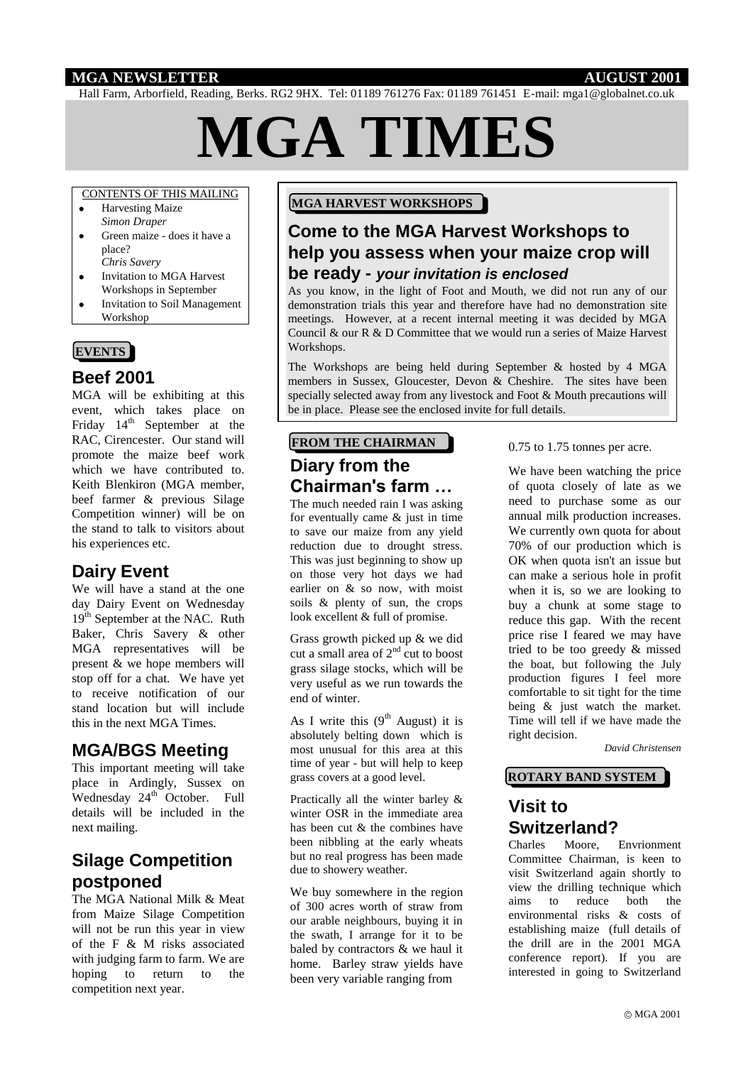MGA NEWSLETTER AUGUST 2001

Hall Farm, Arborfield, Reading, Berks. RG2 9HX. Tel: 01189 761276 Fax: 01189 761451 E-mail: mga1@globalnet.co.uk

# MGA TIMES

CONTENTS OF THIS MAILING

- Harvesting Maize
  *Simon Draper*
- Green maize - does it have a place?
  *Chris Savery*
- Invitation to MGA Harvest Workshops in September
- Invitation to Soil Management Workshop

**EVENTS**

## Beef 2001

MGA will be exhibiting at this event, which takes place on Friday 14th September at the RAC, Cirencester. Our stand will promote the maize beef work which we have contributed to. Keith Blenkiron (MGA member, beef farmer & previous Silage Competition winner) will be on the stand to talk to visitors about his experiences etc.

## Dairy Event

We will have a stand at the one day Dairy Event on Wednesday 19th September at the NAC. Ruth Baker, Chris Savery & other MGA representatives will be present & we hope members will stop off for a chat. We have yet to receive notification of our stand location but will include this in the next MGA Times.

## MGA/BGS Meeting

This important meeting will take place in Ardingly, Sussex on Wednesday 24th October. Full details will be included in the next mailing.

## Silage Competition postponed

The MGA National Milk & Meat from Maize Silage Competition will not be run this year in view of the F & M risks associated with judging farm to farm. We are hoping to return to the competition next year.

**MGA HARVEST WORKSHOPS**

## Come to the MGA Harvest Workshops to help you assess when your maize crop will be ready - *your invitation is enclosed*

As you know, in the light of Foot and Mouth, we did not run any of our demonstration trials this year and therefore have had no demonstration site meetings. However, at a recent internal meeting it was decided by MGA Council & our R & D Committee that we would run a series of Maize Harvest Workshops.

The Workshops are being held during September & hosted by 4 MGA members in Sussex, Gloucester, Devon & Cheshire. The sites have been specially selected away from any livestock and Foot & Mouth precautions will be in place. Please see the enclosed invite for full details.

**FROM THE CHAIRMAN**

## Diary from the Chairman's farm …

The much needed rain I was asking for eventually came & just in time to save our maize from any yield reduction due to drought stress. This was just beginning to show up on those very hot days we had earlier on & so now, with moist soils & plenty of sun, the crops look excellent & full of promise.

Grass growth picked up & we did cut a small area of 2nd cut to boost grass silage stocks, which will be very useful as we run towards the end of winter.

As I write this (9th August) it is absolutely belting down which is most unusual for this area at this time of year - but will help to keep grass covers at a good level.

Practically all the winter barley & winter OSR in the immediate area has been cut & the combines have been nibbling at the early wheats but no real progress has been made due to showery weather.

We buy somewhere in the region of 300 acres worth of straw from our arable neighbours, buying it in the swath, I arrange for it to be baled by contractors & we haul it home. Barley straw yields have been very variable ranging from 0.75 to 1.75 tonnes per acre.

We have been watching the price of quota closely of late as we need to purchase some as our annual milk production increases. We currently own quota for about 70% of our production which is OK when quota isn't an issue but can make a serious hole in profit when it is, so we are looking to buy a chunk at some stage to reduce this gap. With the recent price rise I feared we may have tried to be too greedy & missed the boat, but following the July production figures I feel more comfortable to sit tight for the time being & just watch the market. Time will tell if we have made the right decision.

*David Christensen*

**ROTARY BAND SYSTEM**

## Visit to Switzerland?

Charles Moore, Envrionment Committee Chairman, is keen to visit Switzerland again shortly to view the drilling technique which aims to reduce both the environmental risks & costs of establishing maize (full details of the drill are in the 2001 MGA conference report). If you are interested in going to Switzerland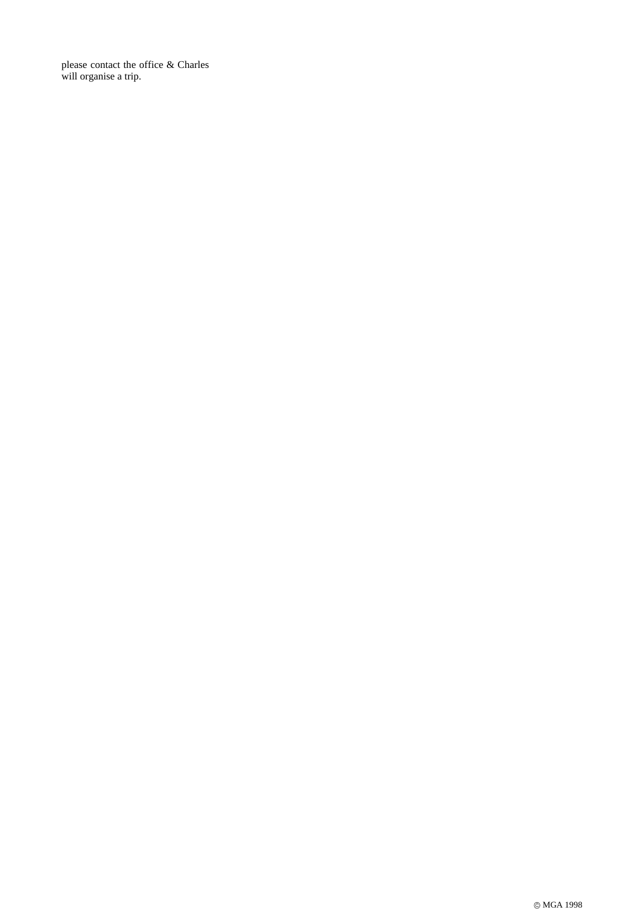please contact the office & Charles
will organise a trip.

© MGA 1998